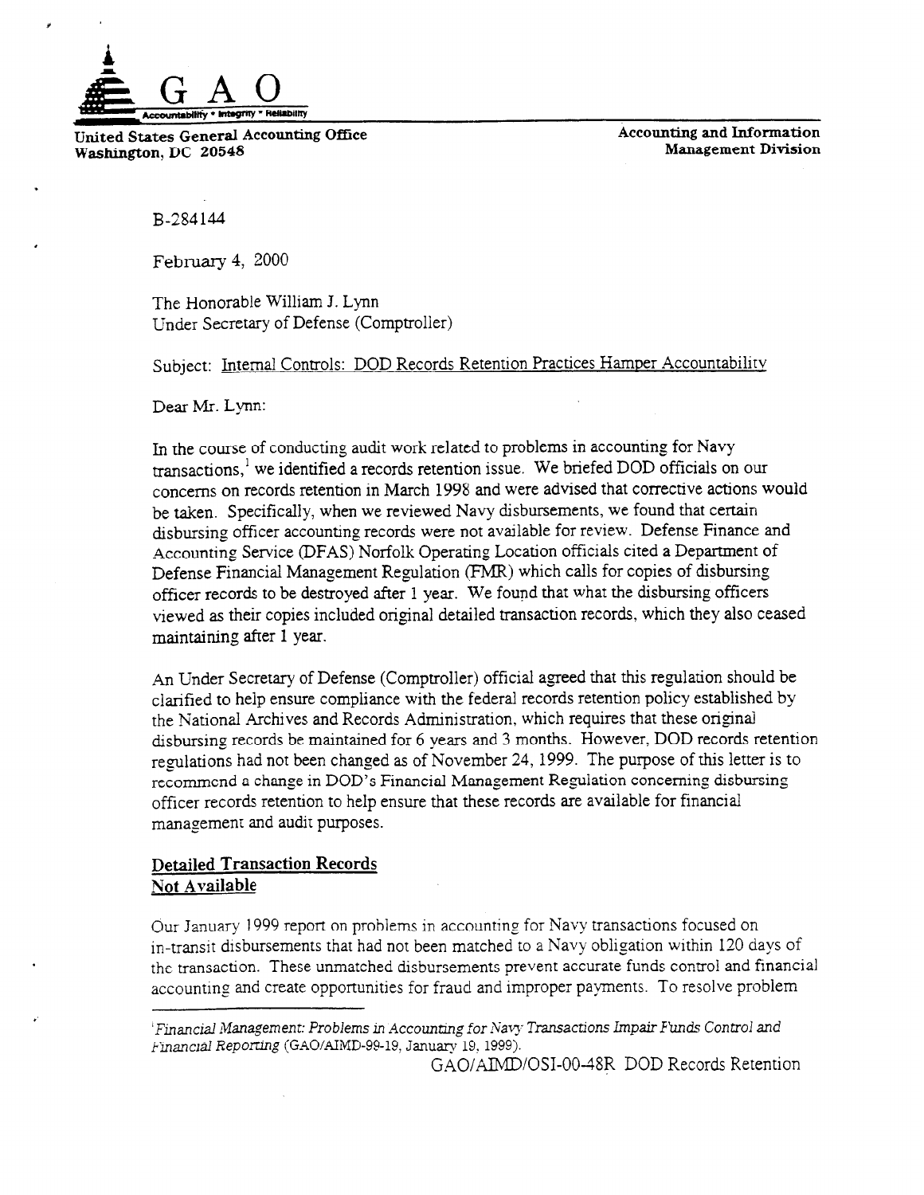GAO

Accountability * Integrity * Reliability

United States General Accounting Office
Washington, DC 20548

Accounting and Information
Management Division

B-284144

February 4, 2000

The Honorable William J. Lynn
Under Secretary of Defense (Comptroller)

Subject: Internal Controls: DOD Records Retention Practices Hamper Accountability

Dear Mr. Lynn:

In the course of conducting audit work related to problems in accounting for Navy transactions,[1] we identified a records retention issue. We briefed DOD officials on our concerns on records retention in March 1998 and were advised that corrective actions would be taken. Specifically, when we reviewed Navy disbursements, we found that certain disbursing officer accounting records were not available for review. Defense Finance and Accounting Service (DFAS) Norfolk Operating Location officials cited a Department of Defense Financial Management Regulation (FMR) which calls for copies of disbursing officer records to be destroyed after 1 year. We found that what the disbursing officers viewed as their copies included original detailed transaction records, which they also ceased maintaining after 1 year.

An Under Secretary of Defense (Comptroller) official agreed that this regulation should be clarified to help ensure compliance with the federal records retention policy established by the National Archives and Records Administration, which requires that these original disbursing records be maintained for 6 years and 3 months. However, DOD records retention regulations had not been changed as of November 24, 1999. The purpose of this letter is to recommend a change in DOD's Financial Management Regulation concerning disbursing officer records retention to help ensure that these records are available for financial management and audit purposes.

## Detailed Transaction Records Not Available

Our January 1999 report on problems in accounting for Navy transactions focused on in-transit disbursements that had not been matched to a Navy obligation within 120 days of the transaction. These unmatched disbursements prevent accurate funds control and financial accounting and create opportunities for fraud and improper payments. To resolve problem

[1] *Financial Management: Problems in Accounting for Navy Transactions Impair Funds Control and Financial Reporting* (GAO/AIMD-99-19, January 19, 1999).

GAO/AIMD/OSI-00-48R DOD Records Retention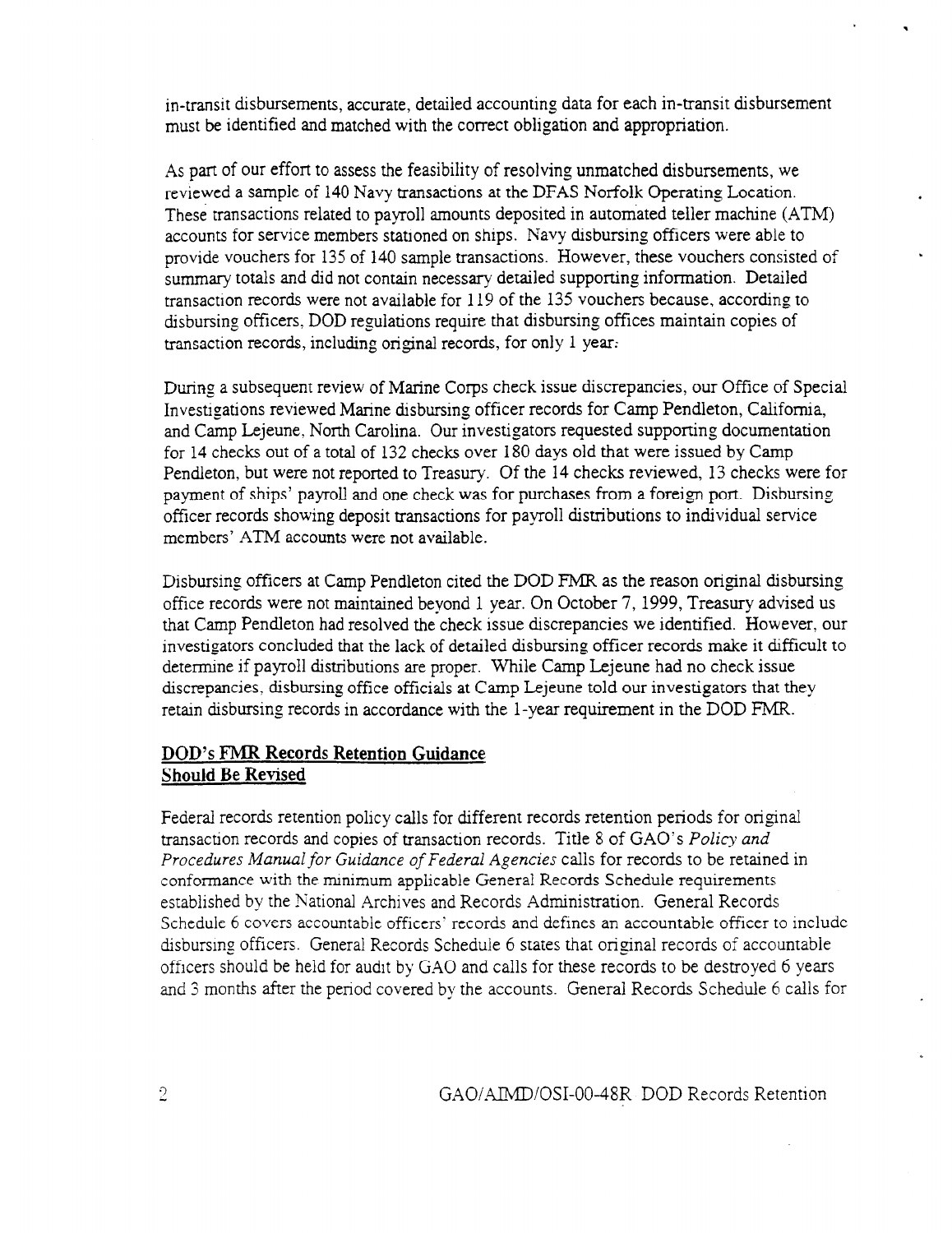in-transit disbursements, accurate, detailed accounting data for each in-transit disbursement must be identified and matched with the correct obligation and appropriation.

As part of our effort to assess the feasibility of resolving unmatched disbursements, we reviewed a sample of 140 Navy transactions at the DFAS Norfolk Operating Location. These transactions related to payroll amounts deposited in automated teller machine (ATM) accounts for service members stationed on ships. Navy disbursing officers were able to provide vouchers for 135 of 140 sample transactions. However, these vouchers consisted of summary totals and did not contain necessary detailed supporting information. Detailed transaction records were not available for 119 of the 135 vouchers because, according to disbursing officers, DOD regulations require that disbursing offices maintain copies of transaction records, including original records, for only 1 year.

During a subsequent review of Marine Corps check issue discrepancies, our Office of Special Investigations reviewed Marine disbursing officer records for Camp Pendleton, California, and Camp Lejeune, North Carolina. Our investigators requested supporting documentation for 14 checks out of a total of 132 checks over 180 days old that were issued by Camp Pendleton, but were not reported to Treasury. Of the 14 checks reviewed, 13 checks were for payment of ships' payroll and one check was for purchases from a foreign port. Disbursing officer records showing deposit transactions for payroll distributions to individual service members' ATM accounts were not available.

Disbursing officers at Camp Pendleton cited the DOD FMR as the reason original disbursing office records were not maintained beyond 1 year. On October 7, 1999, Treasury advised us that Camp Pendleton had resolved the check issue discrepancies we identified. However, our investigators concluded that the lack of detailed disbursing officer records make it difficult to determine if payroll distributions are proper. While Camp Lejeune had no check issue discrepancies, disbursing office officials at Camp Lejeune told our investigators that they retain disbursing records in accordance with the 1-year requirement in the DOD FMR.

## DOD's FMR Records Retention Guidance Should Be Revised

Federal records retention policy calls for different records retention periods for original transaction records and copies of transaction records. Title 8 of GAO's *Policy and Procedures Manual for Guidance of Federal Agencies* calls for records to be retained in conformance with the minimum applicable General Records Schedule requirements established by the National Archives and Records Administration. General Records Schedule 6 covers accountable officers' records and defines an accountable officer to include disbursing officers. General Records Schedule 6 states that original records of accountable officers should be held for audit by GAO and calls for these records to be destroyed 6 years and 3 months after the period covered by the accounts. General Records Schedule 6 calls for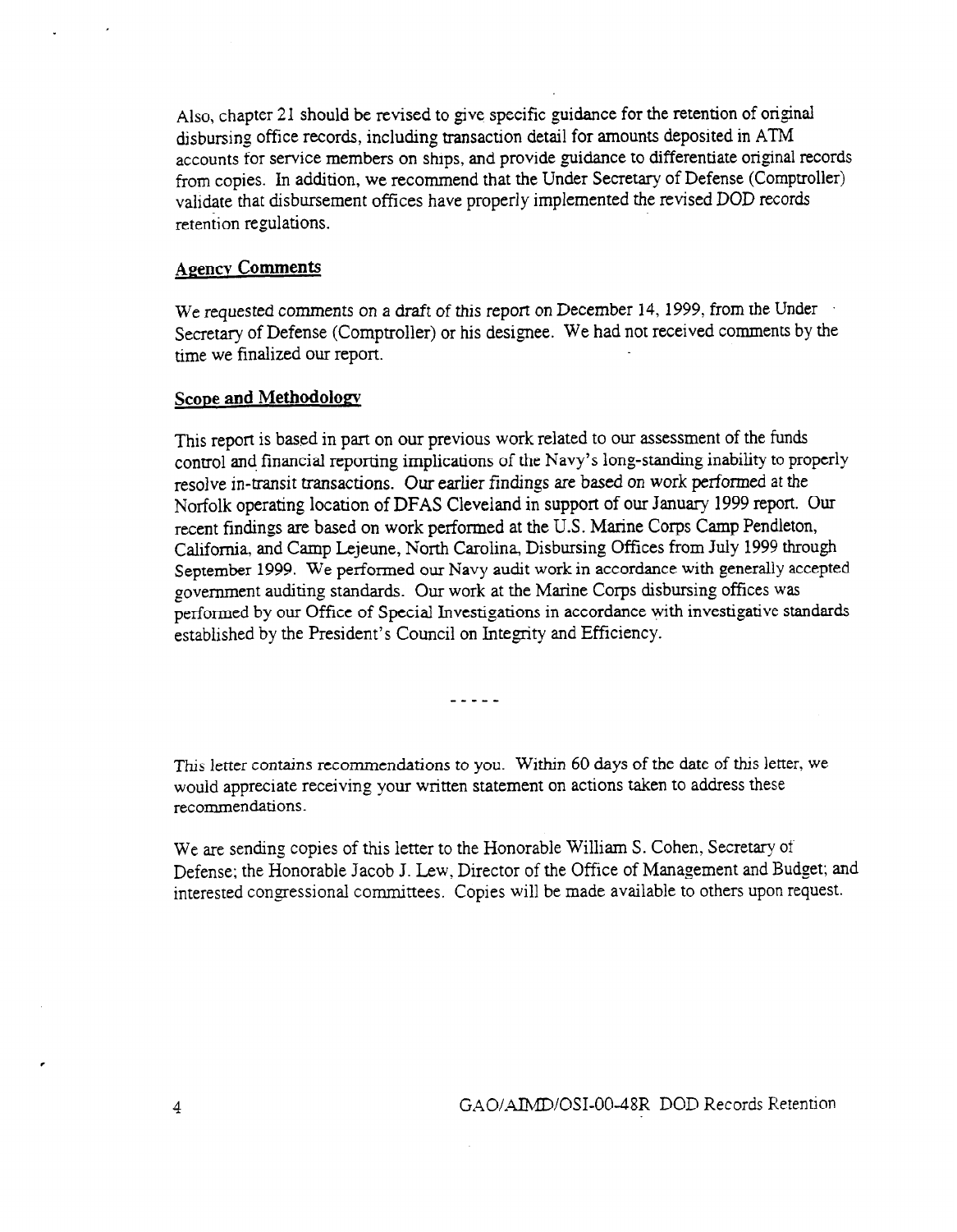Also, chapter 21 should be revised to give specific guidance for the retention of original disbursing office records, including transaction detail for amounts deposited in ATM accounts for service members on ships, and provide guidance to differentiate original records from copies. In addition, we recommend that the Under Secretary of Defense (Comptroller) validate that disbursement offices have properly implemented the revised DOD records retention regulations.

## Agency Comments

We requested comments on a draft of this report on December 14, 1999, from the Under Secretary of Defense (Comptroller) or his designee. We had not received comments by the time we finalized our report.

## Scope and Methodology

This report is based in part on our previous work related to our assessment of the funds control and financial reporting implications of the Navy's long-standing inability to properly resolve in-transit transactions. Our earlier findings are based on work performed at the Norfolk operating location of DFAS Cleveland in support of our January 1999 report. Our recent findings are based on work performed at the U.S. Marine Corps Camp Pendleton, California, and Camp Lejeune, North Carolina, Disbursing Offices from July 1999 through September 1999. We performed our Navy audit work in accordance with generally accepted government auditing standards. Our work at the Marine Corps disbursing offices was performed by our Office of Special Investigations in accordance with investigative standards established by the President's Council on Integrity and Efficiency.

-----

This letter contains recommendations to you. Within 60 days of the date of this letter, we would appreciate receiving your written statement on actions taken to address these recommendations.

We are sending copies of this letter to the Honorable William S. Cohen, Secretary of Defense; the Honorable Jacob J. Lew, Director of the Office of Management and Budget; and interested congressional committees. Copies will be made available to others upon request.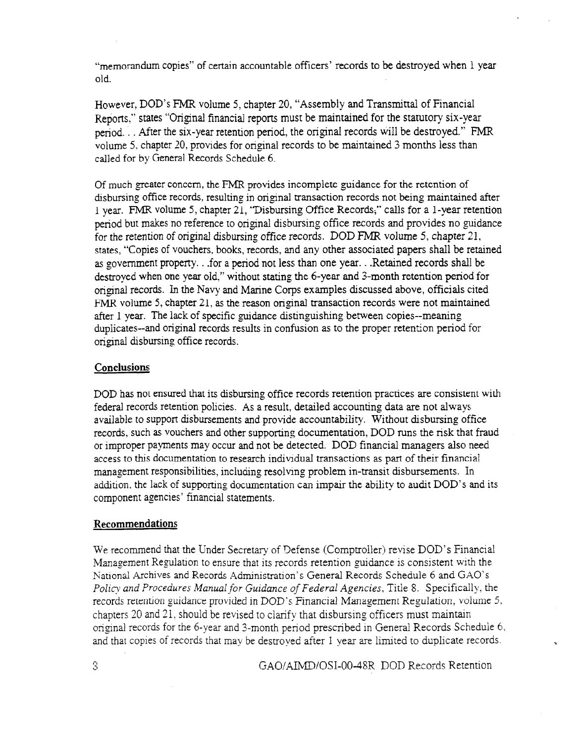"memorandum copies" of certain accountable officers' records to be destroyed when 1 year old.

However, DOD's FMR volume 5, chapter 20, "Assembly and Transmittal of Financial Reports," states "Original financial reports must be maintained for the statutory six-year period. . . After the six-year retention period, the original records will be destroyed." FMR volume 5, chapter 20, provides for original records to be maintained 3 months less than called for by General Records Schedule 6.

Of much greater concern, the FMR provides incomplete guidance for the retention of disbursing office records, resulting in original transaction records not being maintained after 1 year. FMR volume 5, chapter 21, "Disbursing Office Records," calls for a 1-year retention period but makes no reference to original disbursing office records and provides no guidance for the retention of original disbursing office records. DOD FMR volume 5, chapter 21, states, "Copies of vouchers, books, records, and any other associated papers shall be retained as government property. . .for a period not less than one year. . .Retained records shall be destroyed when one year old," without stating the 6-year and 3-month retention period for original records. In the Navy and Marine Corps examples discussed above, officials cited FMR volume 5, chapter 21, as the reason original transaction records were not maintained after 1 year. The lack of specific guidance distinguishing between copies--meaning duplicates--and original records results in confusion as to the proper retention period for original disbursing office records.

## Conclusions

DOD has not ensured that its disbursing office records retention practices are consistent with federal records retention policies. As a result, detailed accounting data are not always available to support disbursements and provide accountability. Without disbursing office records, such as vouchers and other supporting documentation, DOD runs the risk that fraud or improper payments may occur and not be detected. DOD financial managers also need access to this documentation to research individual transactions as part of their financial management responsibilities, including resolving problem in-transit disbursements. In addition, the lack of supporting documentation can impair the ability to audit DOD's and its component agencies' financial statements.

## Recommendations

We recommend that the Under Secretary of Defense (Comptroller) revise DOD's Financial Management Regulation to ensure that its records retention guidance is consistent with the National Archives and Records Administration's General Records Schedule 6 and GAO's *Policy and Procedures Manual for Guidance of Federal Agencies*, Title 8. Specifically, the records retention guidance provided in DOD's Financial Management Regulation, volume 5, chapters 20 and 21, should be revised to clarify that disbursing officers must maintain original records for the 6-year and 3-month period prescribed in General Records Schedule 6, and that copies of records that may be destroyed after 1 year are limited to duplicate records.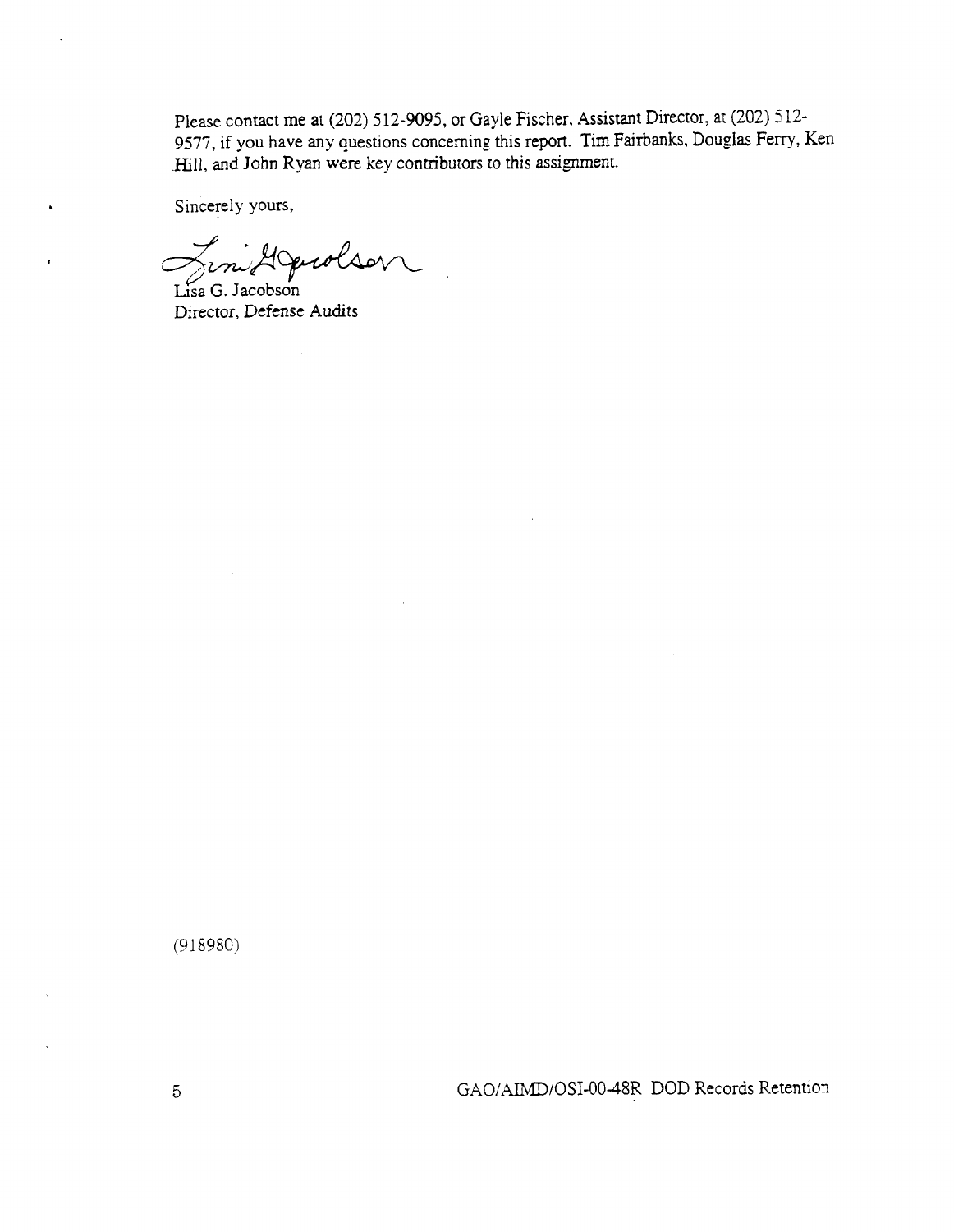Please contact me at (202) 512-9095, or Gayle Fischer, Assistant Director, at (202) 512-9577, if you have any questions concerning this report. Tim Fairbanks, Douglas Ferry, Ken Hill, and John Ryan were key contributors to this assignment.

Sincerely yours,

Lisa G. Jacobson
Director, Defense Audits

(918980)

GAO/AIMD/OSI-00-48R DOD Records Retention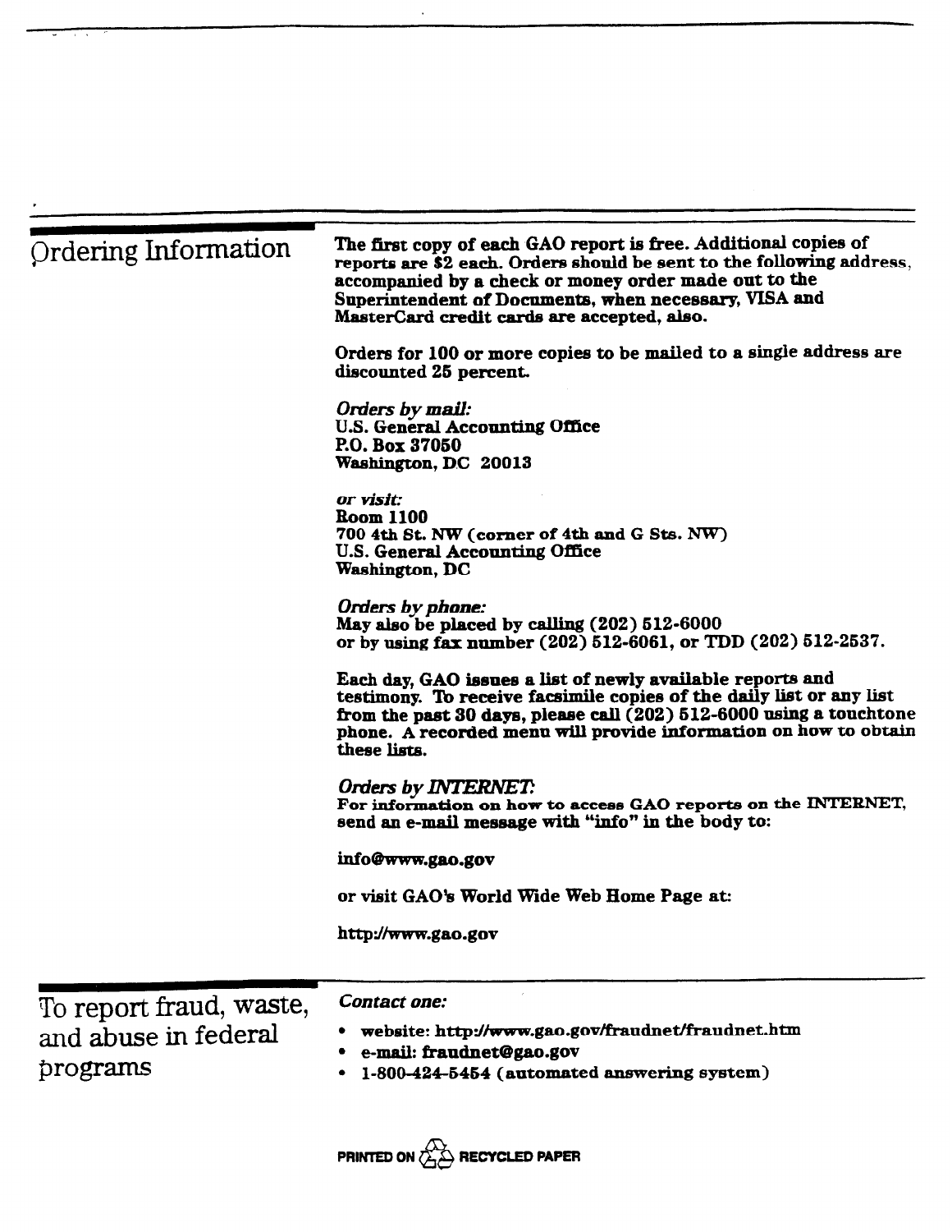## Ordering Information

The first copy of each GAO report is free. Additional copies of reports are $2 each. Orders should be sent to the following address, accompanied by a check or money order made out to the Superintendent of Documents, when necessary, VISA and MasterCard credit cards are accepted, also.

Orders for 100 or more copies to be mailed to a single address are discounted 25 percent.

*Orders by mail:*
U.S. General Accounting Office
P.O. Box 37050
Washington, DC 20013

*or visit:*
Room 1100
700 4th St. NW (corner of 4th and G Sts. NW)
U.S. General Accounting Office
Washington, DC

*Orders by phone:*
May also be placed by calling (202) 512-6000
or by using fax number (202) 512-6061, or TDD (202) 512-2537.

Each day, GAO issues a list of newly available reports and testimony. To receive facsimile copies of the daily list or any list from the past 30 days, please call (202) 512-6000 using a touchtone phone. A recorded menu will provide information on how to obtain these lists.

*Orders by INTERNET:*
For information on how to access GAO reports on the INTERNET, send an e-mail message with "info" in the body to:

info@www.gao.gov

or visit GAO's World Wide Web Home Page at:

http://www.gao.gov

## To report fraud, waste, and abuse in federal programs

*Contact one:*

- website: http://www.gao.gov/fraudnet/fraudnet.htm
- e-mail: fraudnet@gao.gov
- 1-800-424-5454 (automated answering system)

PRINTED ON RECYCLED PAPER